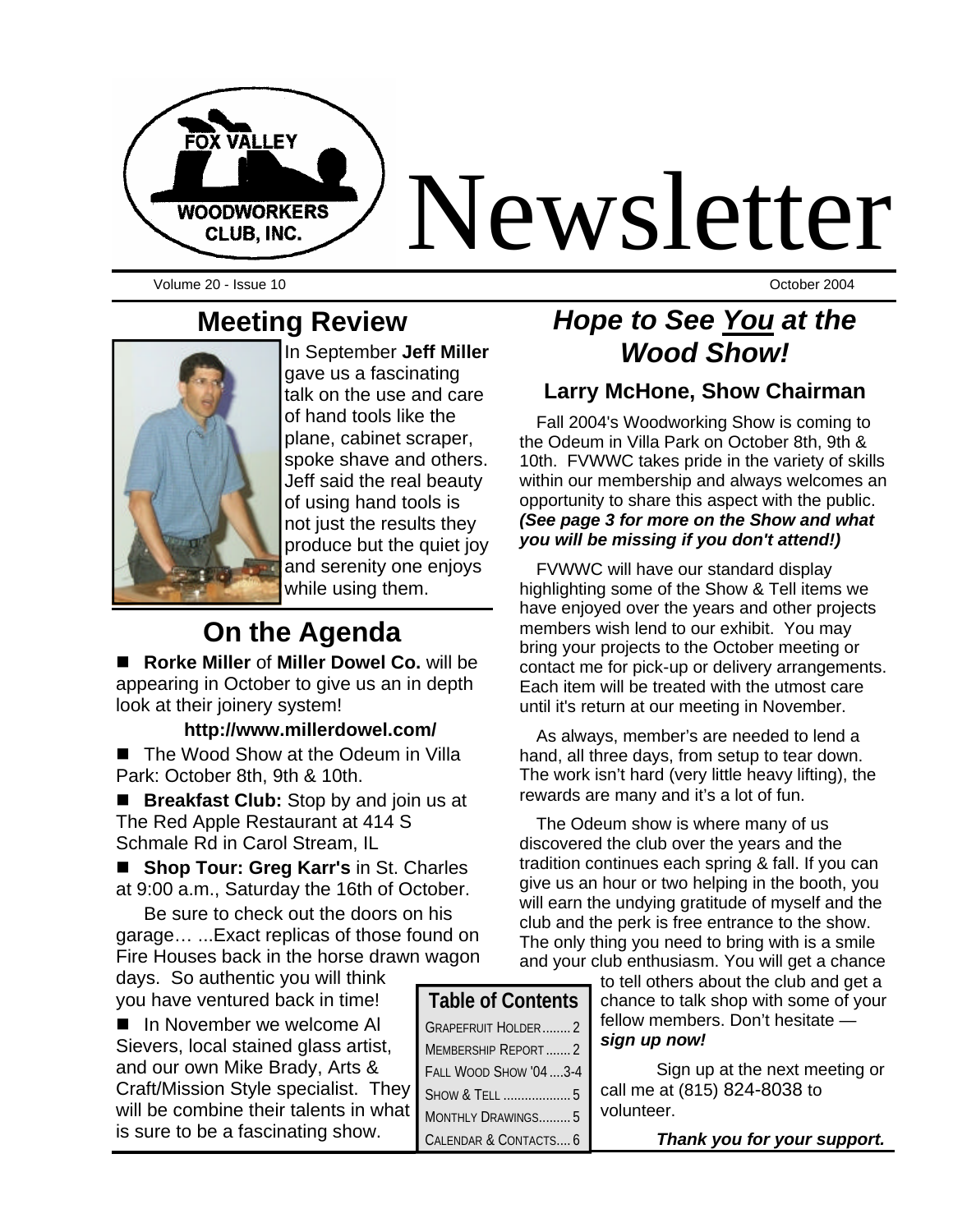# Newsletter

Volume 20 - Issue 10 October 2004

## Meeting Review

In September **Jeff Miller** gave us a fascinating talk on the use and care of hand tools like the plane, cabinet scraper, spoke shave and others. Jeff said the real beauty of using hand tools is not just the results they produce but the quiet joy and serenity one enjoys while using them.

## On the Agenda

- **Rorke Miller** of **Miller Dowel Co.** will be appearing in October to give us an in depth look at their joinery system!

  **http://www.millerdowel.com/**

- The Wood Show at the Odeum in Villa Park: October 8th, 9th & 10th.
- **Breakfast Club:** Stop by and join us at The Red Apple Restaurant at 414 S Schmale Rd in Carol Stream, IL
- **Shop Tour: Greg Karr's** in St. Charles at 9:00 a.m., Saturday the 16th of October.

  Be sure to check out the doors on his garage… ...Exact replicas of those found on Fire Houses back in the horse drawn wagon days. So authentic you will think you have ventured back in time!

- In November we welcome Al Sievers, local stained glass artist, and our own Mike Brady, Arts & Craft/Mission Style specialist. They will be combine their talents in what is sure to be a fascinating show.

## *Hope to See You at the Wood Show!*

### Larry McHone, Show Chairman

Fall 2004's Woodworking Show is coming to the Odeum in Villa Park on October 8th, 9th & 10th. FVWWC takes pride in the variety of skills within our membership and always welcomes an opportunity to share this aspect with the public. ***(See page 3 for more on the Show and what you will be missing if you don't attend!)***

FVWWC will have our standard display highlighting some of the Show & Tell items we have enjoyed over the years and other projects members wish lend to our exhibit. You may bring your projects to the October meeting or contact me for pick-up or delivery arrangements. Each item will be treated with the utmost care until it's return at our meeting in November.

As always, member's are needed to lend a hand, all three days, from setup to tear down. The work isn't hard (very little heavy lifting), the rewards are many and it's a lot of fun.

The Odeum show is where many of us discovered the club over the years and the tradition continues each spring & fall. If you can give us an hour or two helping in the booth, you will earn the undying gratitude of myself and the club and the perk is free entrance to the show. The only thing you need to bring with is a smile and your club enthusiasm. You will get a chance to tell others about the club and get a chance to talk shop with some of your fellow members. Don't hesitate — ***sign up now!***

Sign up at the next meeting or call me at (815) 824-8038 to volunteer.

***Thank you for your support.***

| Table of Contents | |
|---|---|
| Grapefruit Holder | 2 |
| Membership Report | 2 |
| Fall Wood Show '04 | 3-4 |
| Show & Tell | 5 |
| Monthly Drawings | 5 |
| Calendar & Contacts | 6 |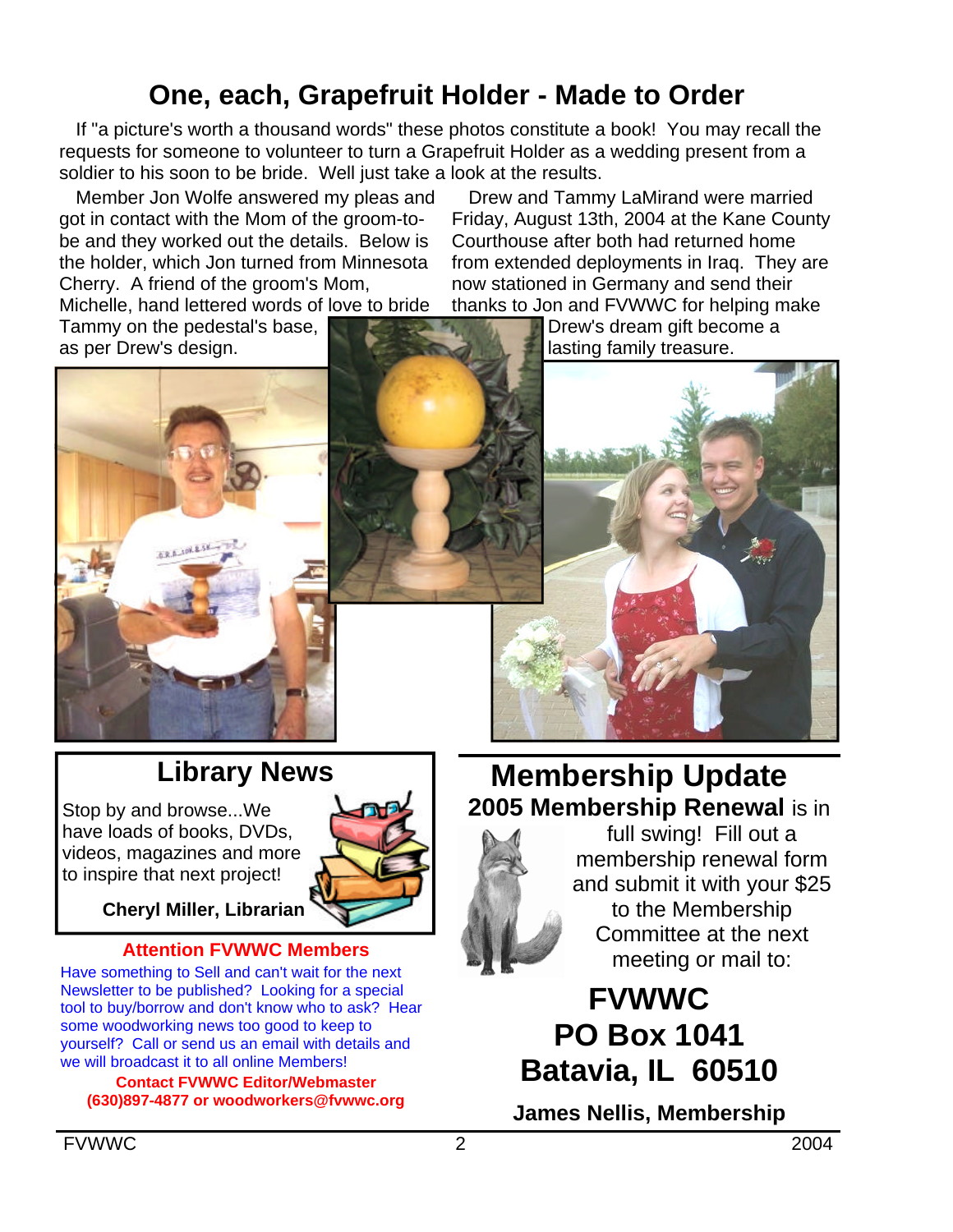# One, each, Grapefruit Holder - Made to Order

If "a picture's worth a thousand words" these photos constitute a book! You may recall the requests for someone to volunteer to turn a Grapefruit Holder as a wedding present from a soldier to his soon to be bride. Well just take a look at the results.

Member Jon Wolfe answered my pleas and got in contact with the Mom of the groom-to-be and they worked out the details. Below is the holder, which Jon turned from Minnesota Cherry. A friend of the groom's Mom, Michelle, hand lettered words of love to bride Tammy on the pedestal's base, as per Drew's design.

Drew and Tammy LaMirand were married Friday, August 13th, 2004 at the Kane County Courthouse after both had returned home from extended deployments in Iraq. They are now stationed in Germany and send their thanks to Jon and FVWWC for helping make Drew's dream gift become a lasting family treasure.

## Library News

Stop by and browse...We have loads of books, DVDs, videos, magazines and more to inspire that next project!

**Cheryl Miller, Librarian**

**Attention FVWWC Members**

Have something to Sell and can't wait for the next Newsletter to be published? Looking for a special tool to buy/borrow and don't know who to ask? Hear some woodworking news too good to keep to yourself? Call or send us an email with details and we will broadcast it to all online Members!

**Contact FVWWC Editor/Webmaster**
**(630)897-4877 or woodworkers@fvwwc.org**

## Membership Update

**2005 Membership Renewal** is in full swing! Fill out a membership renewal form and submit it with your $25 to the Membership Committee at the next meeting or mail to:

**FVWWC**
**PO Box 1041**
**Batavia, IL 60510**

**James Nellis, Membership**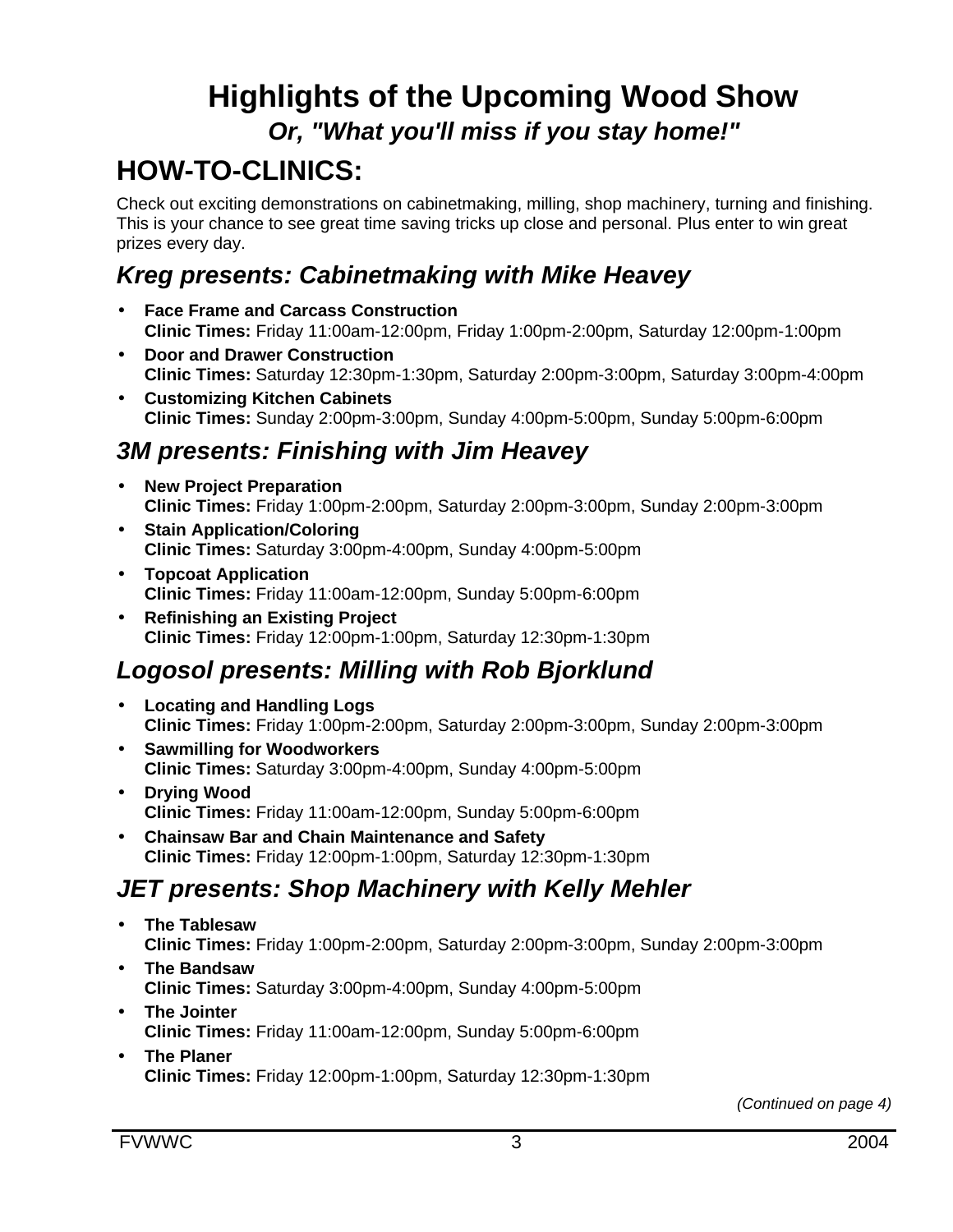# Highlights of the Upcoming Wood Show

***Or, "What you'll miss if you stay home!"***

## HOW-TO-CLINICS:

Check out exciting demonstrations on cabinetmaking, milling, shop machinery, turning and finishing. This is your chance to see great time saving tricks up close and personal. Plus enter to win great prizes every day.

### *Kreg presents: Cabinetmaking with Mike Heavey*

- **Face Frame and Carcass Construction**
  **Clinic Times:** Friday 11:00am-12:00pm, Friday 1:00pm-2:00pm, Saturday 12:00pm-1:00pm
- **Door and Drawer Construction**
  **Clinic Times:** Saturday 12:30pm-1:30pm, Saturday 2:00pm-3:00pm, Saturday 3:00pm-4:00pm
- **Customizing Kitchen Cabinets**
  **Clinic Times:** Sunday 2:00pm-3:00pm, Sunday 4:00pm-5:00pm, Sunday 5:00pm-6:00pm

### *3M presents: Finishing with Jim Heavey*

- **New Project Preparation**
  **Clinic Times:** Friday 1:00pm-2:00pm, Saturday 2:00pm-3:00pm, Sunday 2:00pm-3:00pm
- **Stain Application/Coloring**
  **Clinic Times:** Saturday 3:00pm-4:00pm, Sunday 4:00pm-5:00pm
- **Topcoat Application**
  **Clinic Times:** Friday 11:00am-12:00pm, Sunday 5:00pm-6:00pm
- **Refinishing an Existing Project**
  **Clinic Times:** Friday 12:00pm-1:00pm, Saturday 12:30pm-1:30pm

### *Logosol presents: Milling with Rob Bjorklund*

- **Locating and Handling Logs**
  **Clinic Times:** Friday 1:00pm-2:00pm, Saturday 2:00pm-3:00pm, Sunday 2:00pm-3:00pm
- **Sawmilling for Woodworkers**
  **Clinic Times:** Saturday 3:00pm-4:00pm, Sunday 4:00pm-5:00pm
- **Drying Wood**
  **Clinic Times:** Friday 11:00am-12:00pm, Sunday 5:00pm-6:00pm
- **Chainsaw Bar and Chain Maintenance and Safety**
  **Clinic Times:** Friday 12:00pm-1:00pm, Saturday 12:30pm-1:30pm

### *JET presents: Shop Machinery with Kelly Mehler*

- **The Tablesaw**
  **Clinic Times:** Friday 1:00pm-2:00pm, Saturday 2:00pm-3:00pm, Sunday 2:00pm-3:00pm
- **The Bandsaw**
  **Clinic Times:** Saturday 3:00pm-4:00pm, Sunday 4:00pm-5:00pm
- **The Jointer**
  **Clinic Times:** Friday 11:00am-12:00pm, Sunday 5:00pm-6:00pm
- **The Planer**
  **Clinic Times:** Friday 12:00pm-1:00pm, Saturday 12:30pm-1:30pm

*(Continued on page 4)*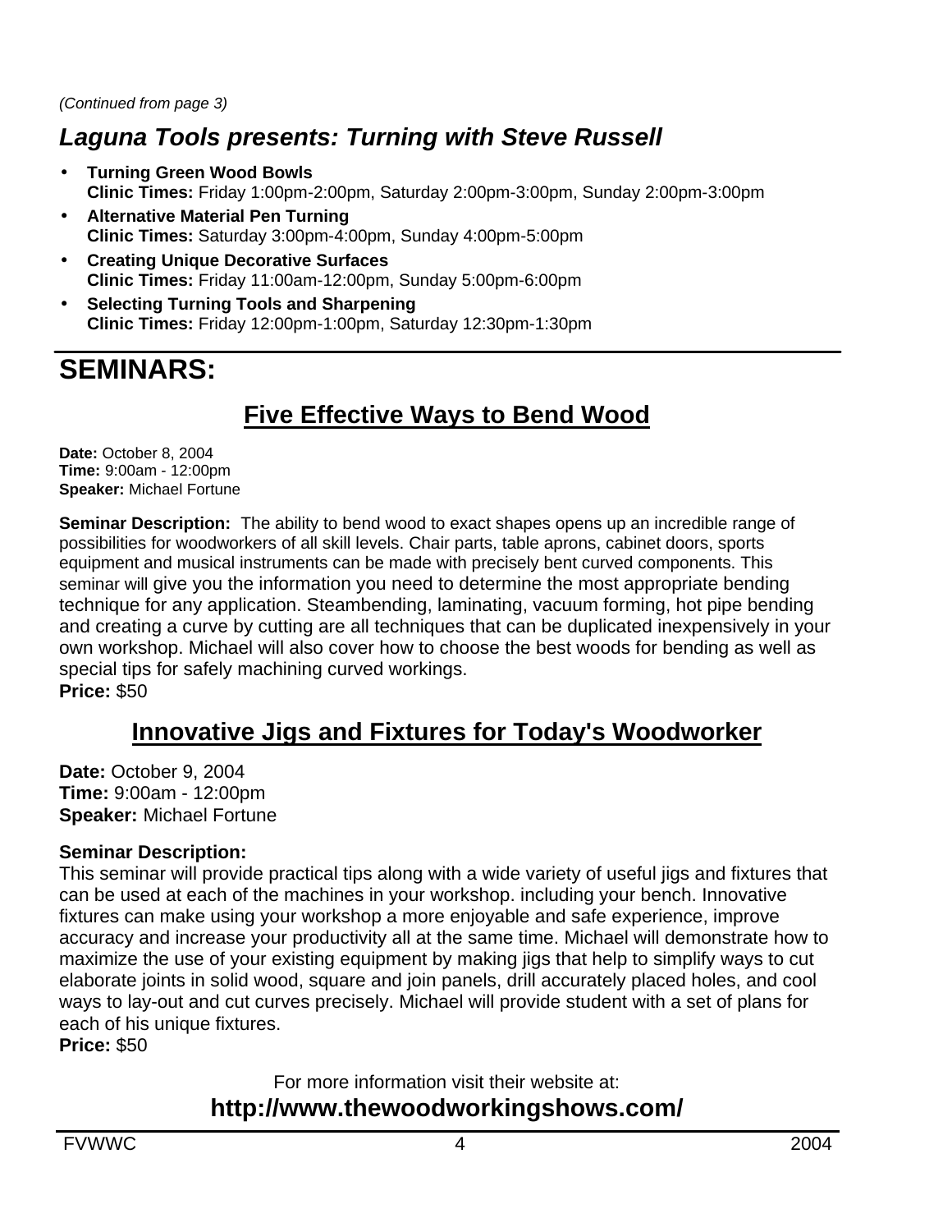*(Continued from page 3)*

## *Laguna Tools presents: Turning with Steve Russell*

- **Turning Green Wood Bowls**
  **Clinic Times:** Friday 1:00pm-2:00pm, Saturday 2:00pm-3:00pm, Sunday 2:00pm-3:00pm
- **Alternative Material Pen Turning**
  **Clinic Times:** Saturday 3:00pm-4:00pm, Sunday 4:00pm-5:00pm
- **Creating Unique Decorative Surfaces**
  **Clinic Times:** Friday 11:00am-12:00pm, Sunday 5:00pm-6:00pm
- **Selecting Turning Tools and Sharpening**
  **Clinic Times:** Friday 12:00pm-1:00pm, Saturday 12:30pm-1:30pm

# SEMINARS:

## Five Effective Ways to Bend Wood

**Date:** October 8, 2004
**Time:** 9:00am - 12:00pm
**Speaker:** Michael Fortune

**Seminar Description:** The ability to bend wood to exact shapes opens up an incredible range of possibilities for woodworkers of all skill levels. Chair parts, table aprons, cabinet doors, sports equipment and musical instruments can be made with precisely bent curved components. This seminar will give you the information you need to determine the most appropriate bending technique for any application. Steambending, laminating, vacuum forming, hot pipe bending and creating a curve by cutting are all techniques that can be duplicated inexpensively in your own workshop. Michael will also cover how to choose the best woods for bending as well as special tips for safely machining curved workings.
**Price:** $50

## Innovative Jigs and Fixtures for Today's Woodworker

**Date:** October 9, 2004
**Time:** 9:00am - 12:00pm
**Speaker:** Michael Fortune

**Seminar Description:**
This seminar will provide practical tips along with a wide variety of useful jigs and fixtures that can be used at each of the machines in your workshop. including your bench. Innovative fixtures can make using your workshop a more enjoyable and safe experience, improve accuracy and increase your productivity all at the same time. Michael will demonstrate how to maximize the use of your existing equipment by making jigs that help to simplify ways to cut elaborate joints in solid wood, square and join panels, drill accurately placed holes, and cool ways to lay-out and cut curves precisely. Michael will provide student with a set of plans for each of his unique fixtures.
**Price:** $50

For more information visit their website at:

**http://www.thewoodworkingshows.com/**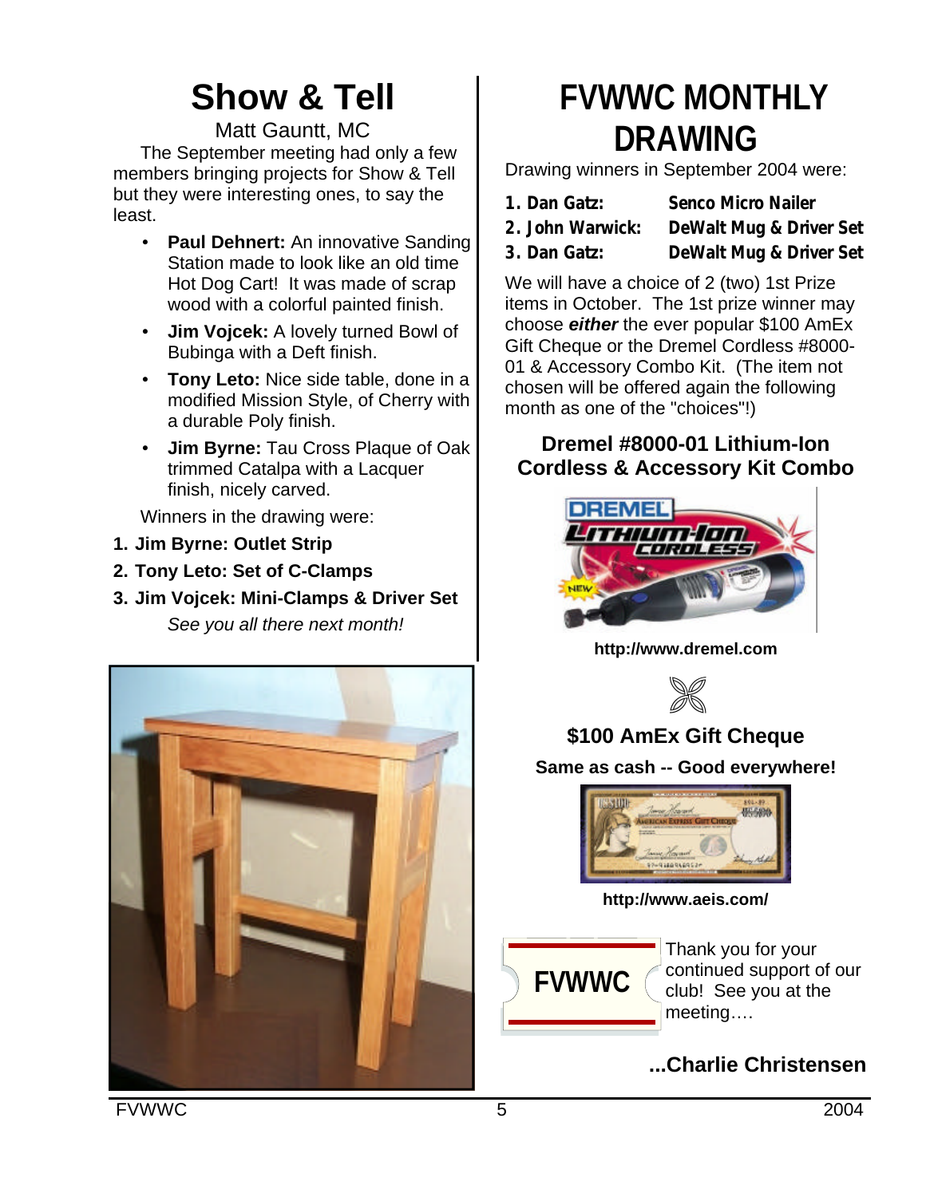# Show & Tell

Matt Gauntt, MC

The September meeting had only a few members bringing projects for Show & Tell but they were interesting ones, to say the least.

- **Paul Dehnert:** An innovative Sanding Station made to look like an old time Hot Dog Cart! It was made of scrap wood with a colorful painted finish.
- **Jim Vojcek:** A lovely turned Bowl of Bubinga with a Deft finish.
- **Tony Leto:** Nice side table, done in a modified Mission Style, of Cherry with a durable Poly finish.
- **Jim Byrne:** Tau Cross Plaque of Oak trimmed Catalpa with a Lacquer finish, nicely carved.

Winners in the drawing were:

1. **Jim Byrne: Outlet Strip**
2. **Tony Leto: Set of C-Clamps**
3. **Jim Vojcek: Mini-Clamps & Driver Set**

*See you all there next month!*

# FVWWC MONTHLY DRAWING

Drawing winners in September 2004 were:

| | |
|---|---|
| **1. Dan Gatz:** | **Senco Micro Nailer** |
| **2. John Warwick:** | **DeWalt Mug & Driver Set** |
| **3. Dan Gatz:** | **DeWalt Mug & Driver Set** |

We will have a choice of 2 (two) 1st Prize items in October. The 1st prize winner may choose ***either*** the ever popular $100 AmEx Gift Cheque or the Dremel Cordless #8000-01 & Accessory Combo Kit. (The item not chosen will be offered again the following month as one of the "choices"!)

### Dremel #8000-01 Lithium-Ion Cordless & Accessory Kit Combo

**http://www.dremel.com**

### $100 AmEx Gift Cheque

**Same as cash -- Good everywhere!**

**http://www.aeis.com/**

FVWWC

Thank you for your continued support of our club! See you at the meeting….

**...Charlie Christensen**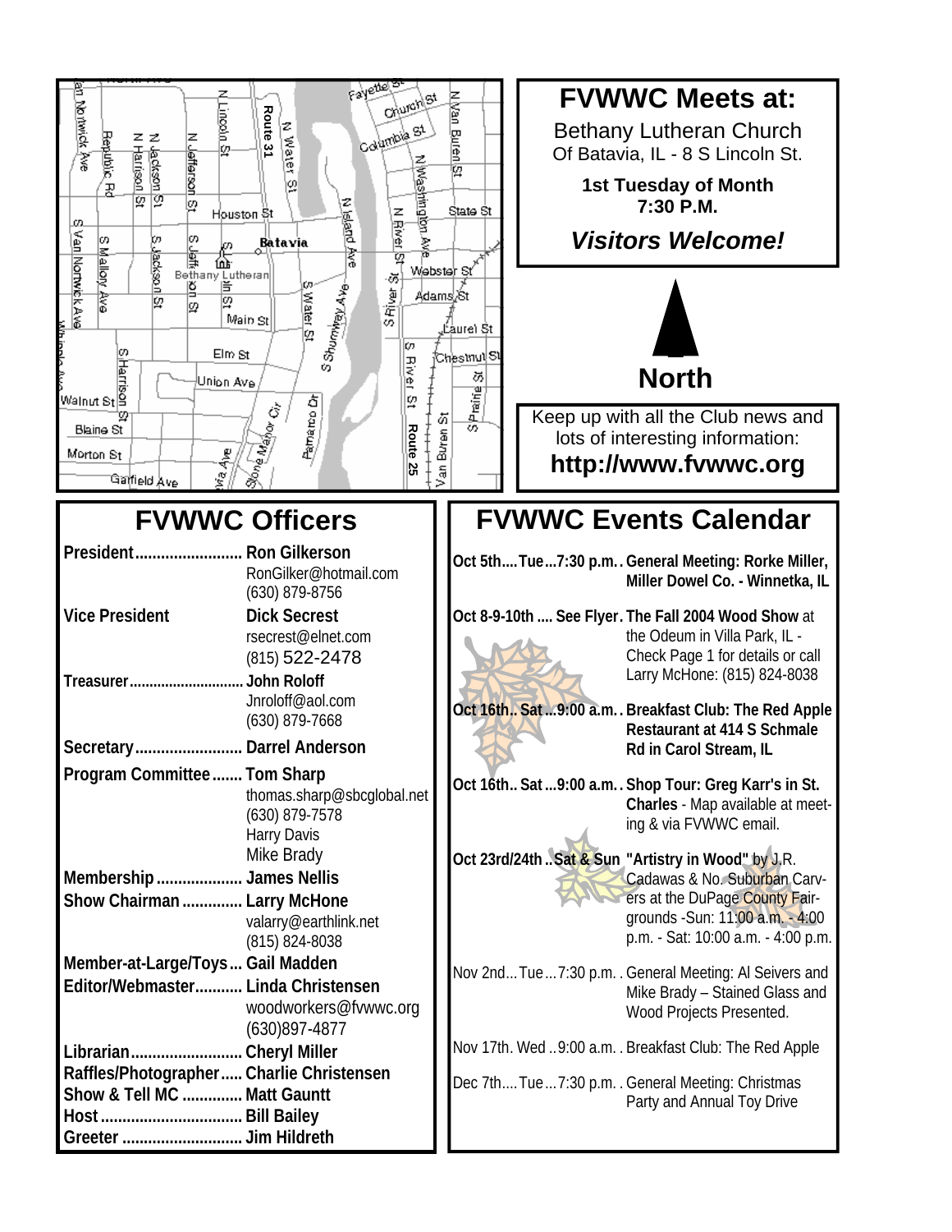## FVWWC Meets at:

Bethany Lutheran Church
Of Batavia, IL - 8 S Lincoln St.

**1st Tuesday of Month**
**7:30 P.M.**

***Visitors Welcome!***

**North**

Keep up with all the Club news and lots of interesting information:
**http://www.fvwwc.org**

## FVWWC Officers

**President**......................... **Ron Gilkerson**
RonGilker@hotmail.com
(630) 879-8756

**Vice President** **Dick Secrest**
rsecrest@elnet.com
(815) 522-2478

**Treasurer**............................ **John Roloff**
Jnroloff@aol.com
(630) 879-7668

**Secretary**......................... **Darrel Anderson**

**Program Committee**....... **Tom Sharp**
thomas.sharp@sbcglobal.net
(630) 879-7578
Harry Davis
Mike Brady

**Membership**.................... **James Nellis**

**Show Chairman**.............. **Larry McHone**
valarry@earthlink.net
(815) 824-8038

**Member-at-Large/Toys**... **Gail Madden**

**Editor/Webmaster**........... **Linda Christensen**
woodworkers@fvwwc.org
(630)897-4877

**Librarian**.......................... **Cheryl Miller**

**Raffles/Photographer**..... **Charlie Christensen**

**Show & Tell MC**.............. **Matt Gauntt**

**Host**................................. **Bill Bailey**

**Greeter**............................ **Jim Hildreth**

## FVWWC Events Calendar

**Oct 5th....Tue...7:30 p.m.** . **General Meeting: Rorke Miller, Miller Dowel Co. - Winnetka, IL**

**Oct 8-9-10th .... See Flyer**. **The Fall 2004 Wood Show** at the Odeum in Villa Park, IL - Check Page 1 for details or call Larry McHone: (815) 824-8038

**Oct 16th.. Sat ...9:00 a.m.** . **Breakfast Club: The Red Apple Restaurant at 414 S Schmale Rd in Carol Stream, IL**

**Oct 16th.. Sat ...9:00 a.m.** . **Shop Tour: Greg Karr's in St. Charles** - Map available at meeting & via FVWWC email.

**Oct 23rd/24th .. Sat & Sun** **"Artistry in Wood"** by J.R. Cadawas & No. Suburban Carvers at the DuPage County Fairgrounds -Sun: 11:00 a.m. - 4:00 p.m. - Sat: 10:00 a.m. - 4:00 p.m.

Nov 2nd... Tue ... 7:30 p.m. . General Meeting: Al Seivers and Mike Brady – Stained Glass and Wood Projects Presented.

Nov 17th. Wed ..9:00 a.m. . Breakfast Club: The Red Apple

Dec 7th.... Tue ... 7:30 p.m. . General Meeting: Christmas Party and Annual Toy Drive